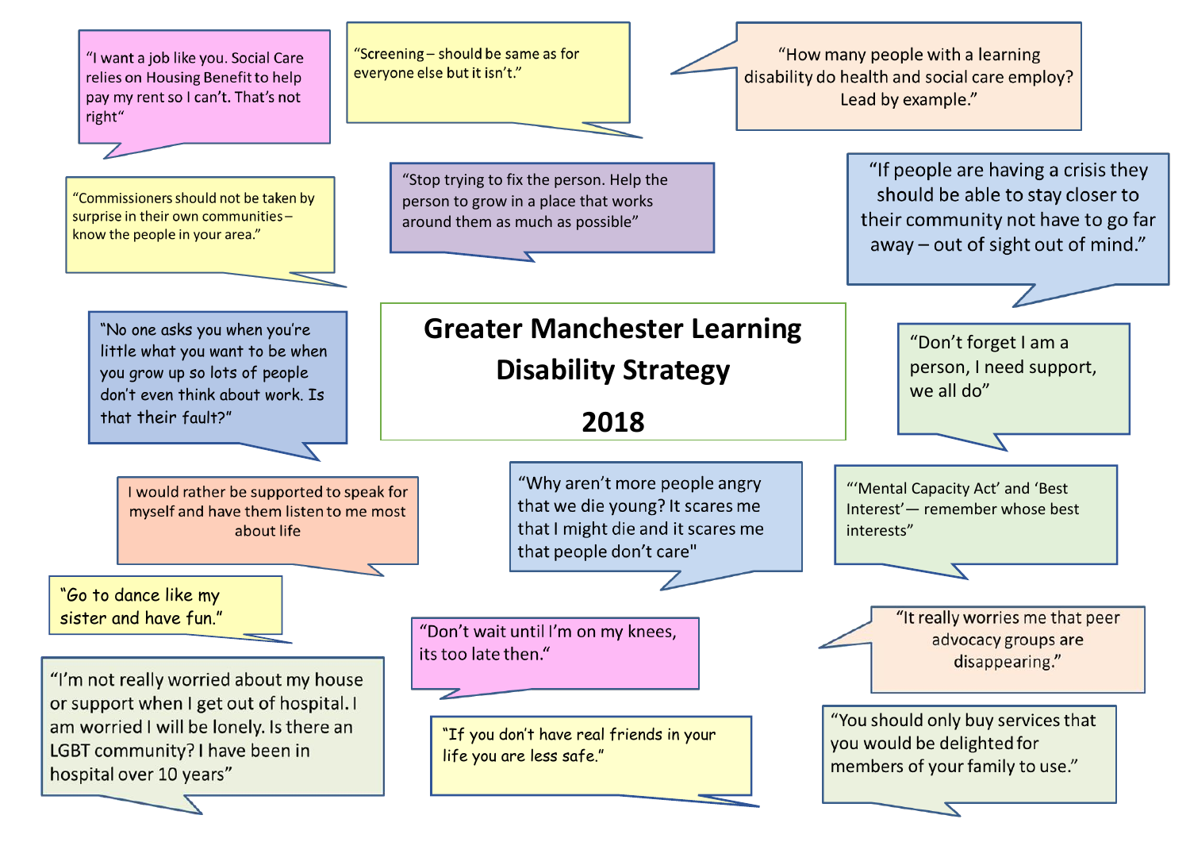# Greater Manchester Learning Disability Strategy

## 2018

"I want a job like you. Social Care relies on Housing Benefit to help pay my rent so I can't. That's not right"

"Screening – should be same as for everyone else but it isn't."

"How many people with a learning disability do health and social care employ? Lead by example."

"Commissioners should not be taken by surprise in their own communities – know the people in your area."

"Stop trying to fix the person. Help the person to grow in a place that works around them as much as possible"

"If people are having a crisis they should be able to stay closer to their community not have to go far away – out of sight out of mind."

"No one asks you when you're little what you want to be when you grow up so lots of people don't even think about work. Is that their fault?"

"Don't forget I am a person, I need support, we all do"

I would rather be supported to speak for myself and have them listen to me most about life

"Why aren't more people angry that we die young? It scares me that I might die and it scares me that people don't care"

"'Mental Capacity Act' and 'Best Interest'— remember whose best interests"

"Go to dance like my sister and have fun."

"Don't wait until I'm on my knees, its too late then."

"It really worries me that peer advocacy groups are disappearing."

"I'm not really worried about my house or support when I get out of hospital. I am worried I will be lonely. Is there an LGBT community? I have been in hospital over 10 years"

"If you don't have real friends in your life you are less safe."

"You should only buy services that you would be delighted for members of your family to use."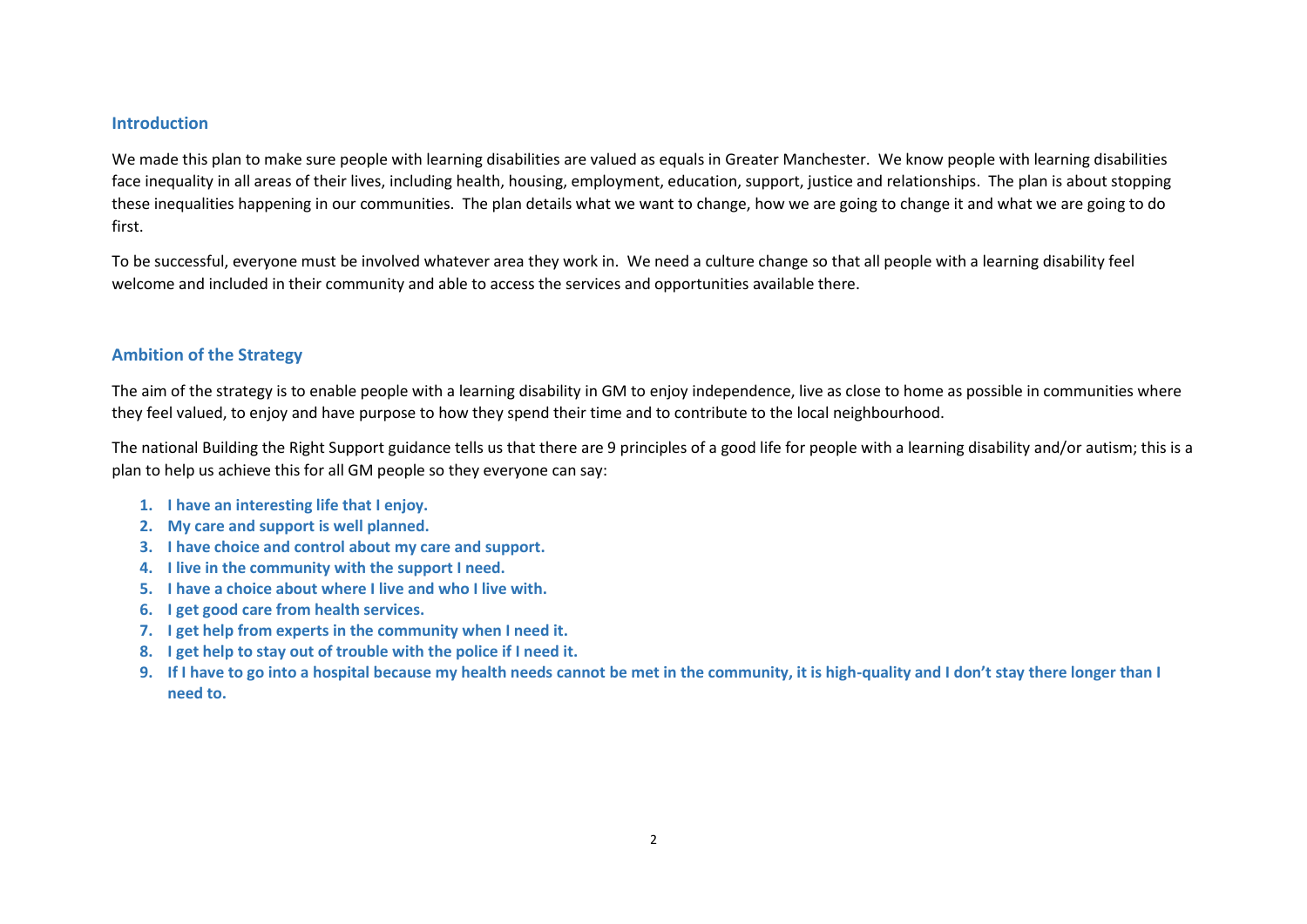## Introduction

We made this plan to make sure people with learning disabilities are valued as equals in Greater Manchester. We know people with learning disabilities face inequality in all areas of their lives, including health, housing, employment, education, support, justice and relationships. The plan is about stopping these inequalities happening in our communities. The plan details what we want to change, how we are going to change it and what we are going to do first.

To be successful, everyone must be involved whatever area they work in. We need a culture change so that all people with a learning disability feel welcome and included in their community and able to access the services and opportunities available there.

## Ambition of the Strategy

The aim of the strategy is to enable people with a learning disability in GM to enjoy independence, live as close to home as possible in communities where they feel valued, to enjoy and have purpose to how they spend their time and to contribute to the local neighbourhood.

The national Building the Right Support guidance tells us that there are 9 principles of a good life for people with a learning disability and/or autism; this is a plan to help us achieve this for all GM people so they everyone can say:

1. **I have an interesting life that I enjoy.**
2. **My care and support is well planned.**
3. **I have choice and control about my care and support.**
4. **I live in the community with the support I need.**
5. **I have a choice about where I live and who I live with.**
6. **I get good care from health services.**
7. **I get help from experts in the community when I need it.**
8. **I get help to stay out of trouble with the police if I need it.**
9. **If I have to go into a hospital because my health needs cannot be met in the community, it is high-quality and I don't stay there longer than I need to.**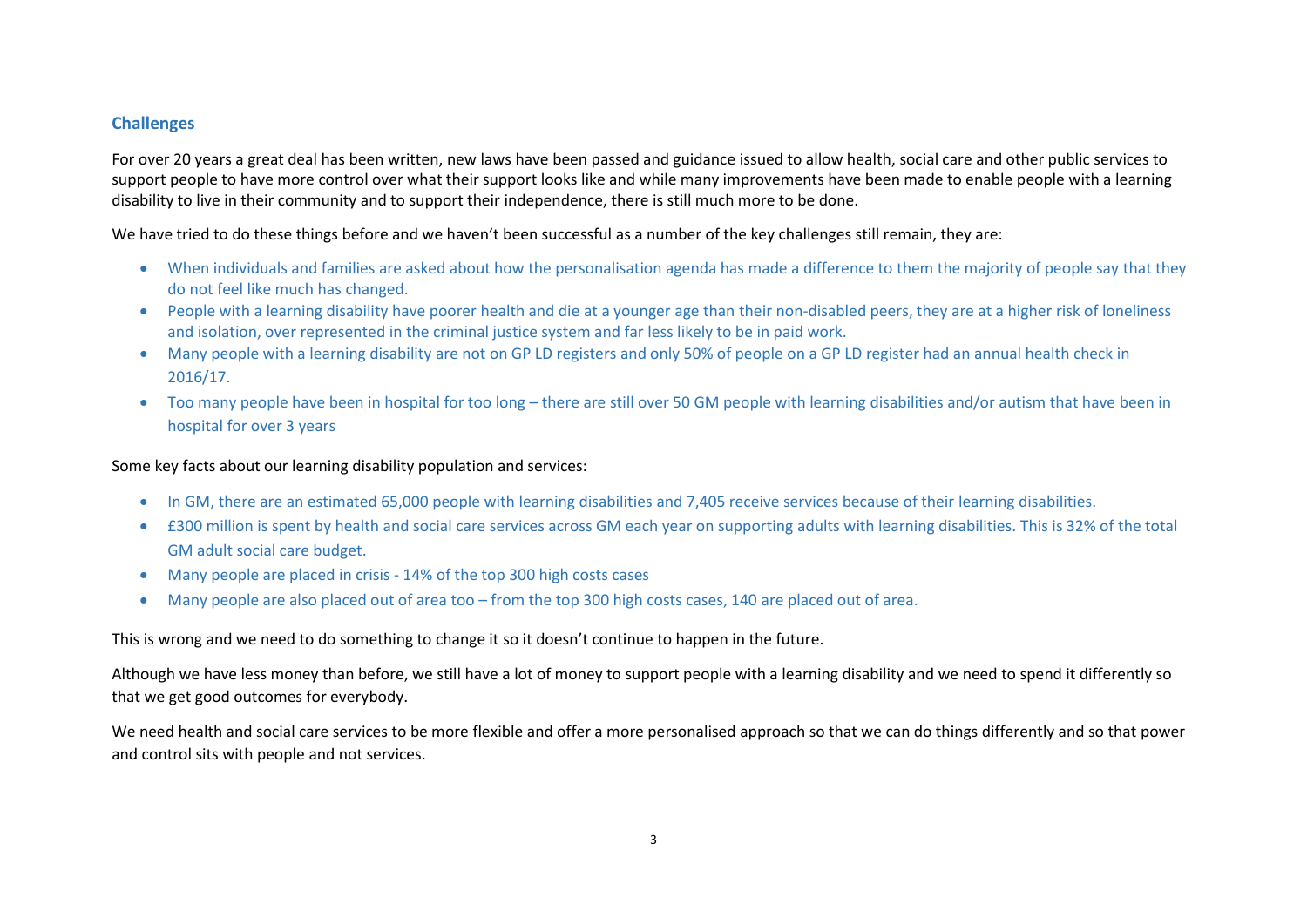## Challenges

For over 20 years a great deal has been written, new laws have been passed and guidance issued to allow health, social care and other public services to support people to have more control over what their support looks like and while many improvements have been made to enable people with a learning disability to live in their community and to support their independence, there is still much more to be done.

We have tried to do these things before and we haven't been successful as a number of the key challenges still remain, they are:

- When individuals and families are asked about how the personalisation agenda has made a difference to them the majority of people say that they do not feel like much has changed.
- People with a learning disability have poorer health and die at a younger age than their non-disabled peers, they are at a higher risk of loneliness and isolation, over represented in the criminal justice system and far less likely to be in paid work.
- Many people with a learning disability are not on GP LD registers and only 50% of people on a GP LD register had an annual health check in 2016/17.
- Too many people have been in hospital for too long – there are still over 50 GM people with learning disabilities and/or autism that have been in hospital for over 3 years

Some key facts about our learning disability population and services:

- In GM, there are an estimated 65,000 people with learning disabilities and 7,405 receive services because of their learning disabilities.
- £300 million is spent by health and social care services across GM each year on supporting adults with learning disabilities. This is 32% of the total GM adult social care budget.
- Many people are placed in crisis - 14% of the top 300 high costs cases
- Many people are also placed out of area too – from the top 300 high costs cases, 140 are placed out of area.

This is wrong and we need to do something to change it so it doesn't continue to happen in the future.

Although we have less money than before, we still have a lot of money to support people with a learning disability and we need to spend it differently so that we get good outcomes for everybody.

We need health and social care services to be more flexible and offer a more personalised approach so that we can do things differently and so that power and control sits with people and not services.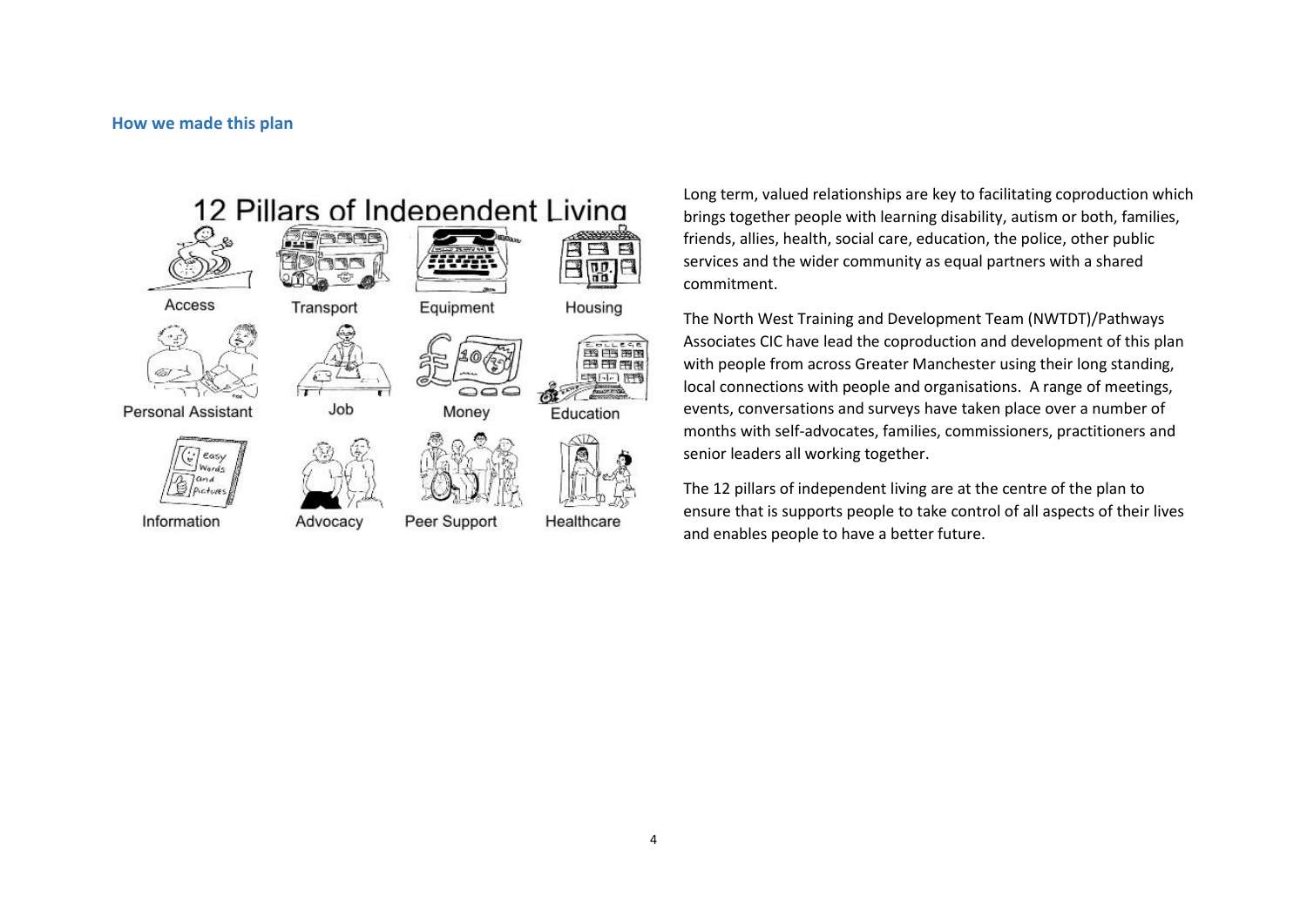## How we made this plan

12 Pillars of Independent Living

Access, Transport, Equipment, Housing, Personal Assistant, Job, Money, Education, Information, Advocacy, Peer Support, Healthcare

Long term, valued relationships are key to facilitating coproduction which brings together people with learning disability, autism or both, families, friends, allies, health, social care, education, the police, other public services and the wider community as equal partners with a shared commitment.

The North West Training and Development Team (NWTDT)/Pathways Associates CIC have lead the coproduction and development of this plan with people from across Greater Manchester using their long standing, local connections with people and organisations. A range of meetings, events, conversations and surveys have taken place over a number of months with self-advocates, families, commissioners, practitioners and senior leaders all working together.

The 12 pillars of independent living are at the centre of the plan to ensure that is supports people to take control of all aspects of their lives and enables people to have a better future.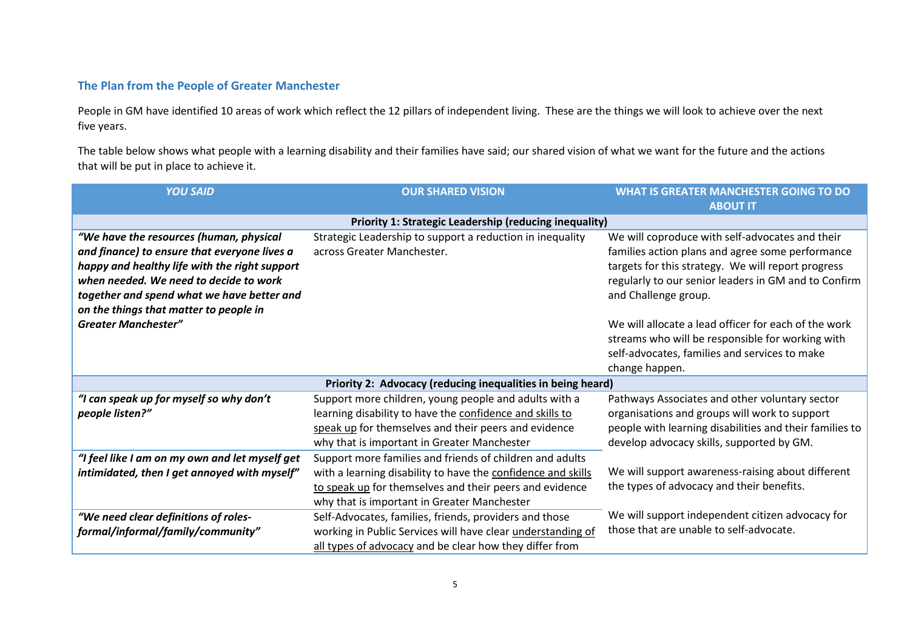## The Plan from the People of Greater Manchester

People in GM have identified 10 areas of work which reflect the 12 pillars of independent living. These are the things we will look to achieve over the next five years.

The table below shows what people with a learning disability and their families have said; our shared vision of what we want for the future and the actions that will be put in place to achieve it.

| *YOU SAID* | OUR SHARED VISION | WHAT IS GREATER MANCHESTER GOING TO DO ABOUT IT |
|---|---|---|
| **Priority 1: Strategic Leadership (reducing inequality)** | | |
| ***"We have the resources (human, physical and finance) to ensure that everyone lives a happy and healthy life with the right support when needed. We need to decide to work together and spend what we have better and on the things that matter to people in Greater Manchester"*** | Strategic Leadership to support a reduction in inequality across Greater Manchester. | We will coproduce with self-advocates and their families action plans and agree some performance targets for this strategy. We will report progress regularly to our senior leaders in GM and to Confirm and Challenge group.<br><br>We will allocate a lead officer for each of the work streams who will be responsible for working with self-advocates, families and services to make change happen. |
| **Priority 2: Advocacy (reducing inequalities in being heard)** | | |
| ***"I can speak up for myself so why don't people listen?"*** | Support more children, young people and adults with a learning disability to have the confidence and skills to speak up for themselves and their peers and evidence why that is important in Greater Manchester | Pathways Associates and other voluntary sector organisations and groups will work to support people with learning disabilities and their families to develop advocacy skills, supported by GM.<br><br>We will support awareness-raising about different the types of advocacy and their benefits.<br><br>We will support independent citizen advocacy for those that are unable to self-advocate. |
| ***"I feel like I am on my own and let myself get intimidated, then I get annoyed with myself"*** | Support more families and friends of children and adults with a learning disability to have the confidence and skills to speak up for themselves and their peers and evidence why that is important in Greater Manchester | |
| ***"We need clear definitions of roles- formal/informal/family/community"*** | Self-Advocates, families, friends, providers and those working in Public Services will have clear understanding of all types of advocacy and be clear how they differ from | |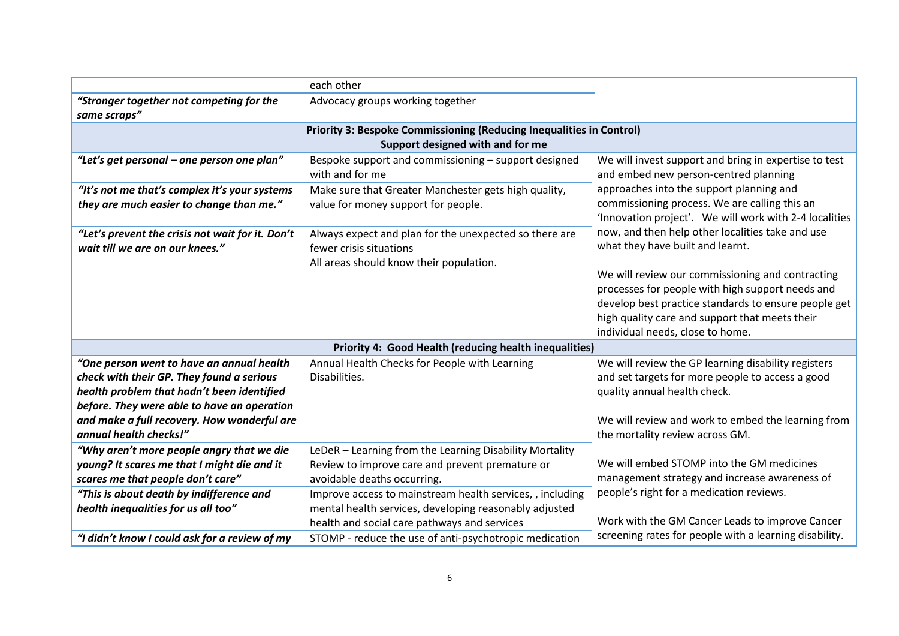| | | |
|---|---|---|
| | each other | |
| ***"Stronger together not competing for the same scraps"*** | Advocacy groups working together | |
| **Priority 3: Bespoke Commissioning (Reducing Inequalities in Control) Support designed with and for me** | | |
| ***"Let's get personal – one person one plan"*** | Bespoke support and commissioning – support designed with and for me | We will invest support and bring in expertise to test and embed new person-centred planning approaches into the support planning and commissioning process. We are calling this an 'Innovation project'. We will work with 2-4 localities now, and then help other localities take and use what they have built and learnt.<br><br>We will review our commissioning and contracting processes for people with high support needs and develop best practice standards to ensure people get high quality care and support that meets their individual needs, close to home. |
| ***"It's not me that's complex it's your systems they are much easier to change than me."*** | Make sure that Greater Manchester gets high quality, value for money support for people. | |
| ***"Let's prevent the crisis not wait for it. Don't wait till we are on our knees."*** | Always expect and plan for the unexpected so there are fewer crisis situations<br>All areas should know their population. | |
| **Priority 4: Good Health (reducing health inequalities)** | | |
| ***"One person went to have an annual health check with their GP. They found a serious health problem that hadn't been identified before. They were able to have an operation and make a full recovery. How wonderful are annual health checks!"*** | Annual Health Checks for People with Learning Disabilities. | We will review the GP learning disability registers and set targets for more people to access a good quality annual health check.<br><br>We will review and work to embed the learning from the mortality review across GM.<br><br>We will embed STOMP into the GM medicines management strategy and increase awareness of people's right for a medication reviews.<br><br>Work with the GM Cancer Leads to improve Cancer screening rates for people with a learning disability. |
| ***"Why aren't more people angry that we die young? It scares me that I might die and it scares me that people don't care"*** | LeDeR – Learning from the Learning Disability Mortality Review to improve care and prevent premature or avoidable deaths occurring. | |
| ***"This is about death by indifference and health inequalities for us all too"*** | Improve access to mainstream health services, , including mental health services, developing reasonably adjusted health and social care pathways and services | |
| ***"I didn't know I could ask for a review of my*** | STOMP - reduce the use of anti-psychotropic medication | |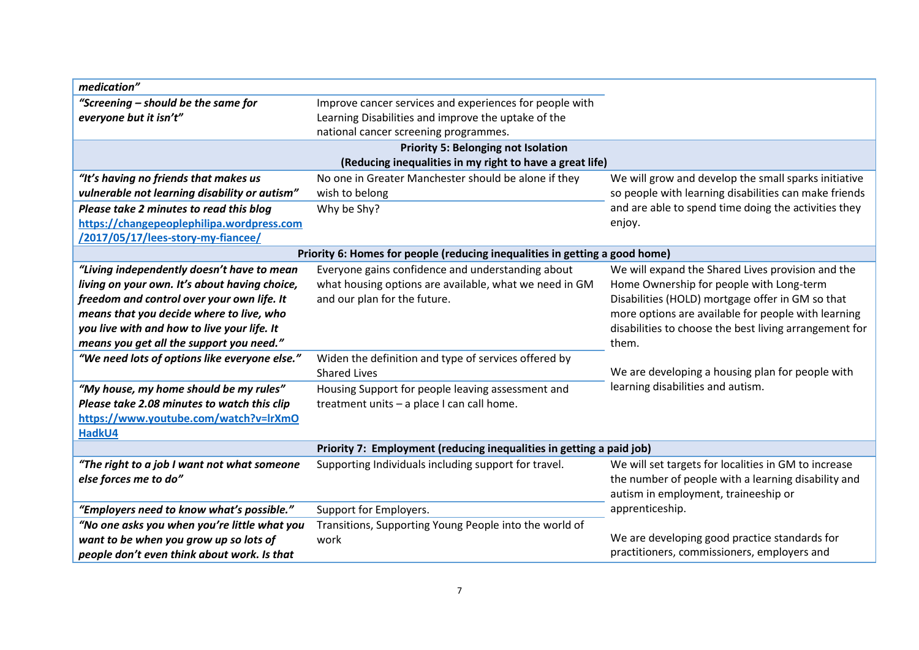| | | |
|---|---|---|
| ***medication"*** | | |
| ***"Screening – should be the same for everyone but it isn't"*** | Improve cancer services and experiences for people with Learning Disabilities and improve the uptake of the national cancer screening programmes. | |
| **Priority 5: Belonging not Isolation (Reducing inequalities in my right to have a great life)** | | |
| ***"It's having no friends that makes us vulnerable not learning disability or autism"*** | No one in Greater Manchester should be alone if they wish to belong | We will grow and develop the small sparks initiative so people with learning disabilities can make friends and are able to spend time doing the activities they enjoy. |
| ***Please take 2 minutes to read this blog [https://changepeoplephilipa.wordpress.com/2017/05/17/lees-story-my-fiancee/](https://changepeoplephilipa.wordpress.com/2017/05/17/lees-story-my-fiancee/)*** | Why be Shy? | |
| **Priority 6: Homes for people (reducing inequalities in getting a good home)** | | |
| ***"Living independently doesn't have to mean living on your own. It's about having choice, freedom and control over your own life. It means that you decide where to live, who you live with and how to live your life. It means you get all the support you need."*** | Everyone gains confidence and understanding about what housing options are available, what we need in GM and our plan for the future. | We will expand the Shared Lives provision and the Home Ownership for people with Long-term Disabilities (HOLD) mortgage offer in GM so that more options are available for people with learning disabilities to choose the best living arrangement for them.<br><br>We are developing a housing plan for people with learning disabilities and autism. |
| ***"We need lots of options like everyone else."*** | Widen the definition and type of services offered by Shared Lives | |
| ***"My house, my home should be my rules" Please take 2.08 minutes to watch this clip [https://www.youtube.com/watch?v=lrXmOHadkU4](https://www.youtube.com/watch?v=lrXmOHadkU4)*** | Housing Support for people leaving assessment and treatment units – a place I can call home. | |
| **Priority 7: Employment (reducing inequalities in getting a paid job)** | | |
| ***"The right to a job I want not what someone else forces me to do"*** | Supporting Individuals including support for travel. | We will set targets for localities in GM to increase the number of people with a learning disability and autism in employment, traineeship or apprenticeship.<br><br>We are developing good practice standards for practitioners, commissioners, employers and |
| ***"Employers need to know what's possible."*** | Support for Employers. | |
| ***"No one asks you when you're little what you want to be when you grow up so lots of people don't even think about work. Is that*** | Transitions, Supporting Young People into the world of work | |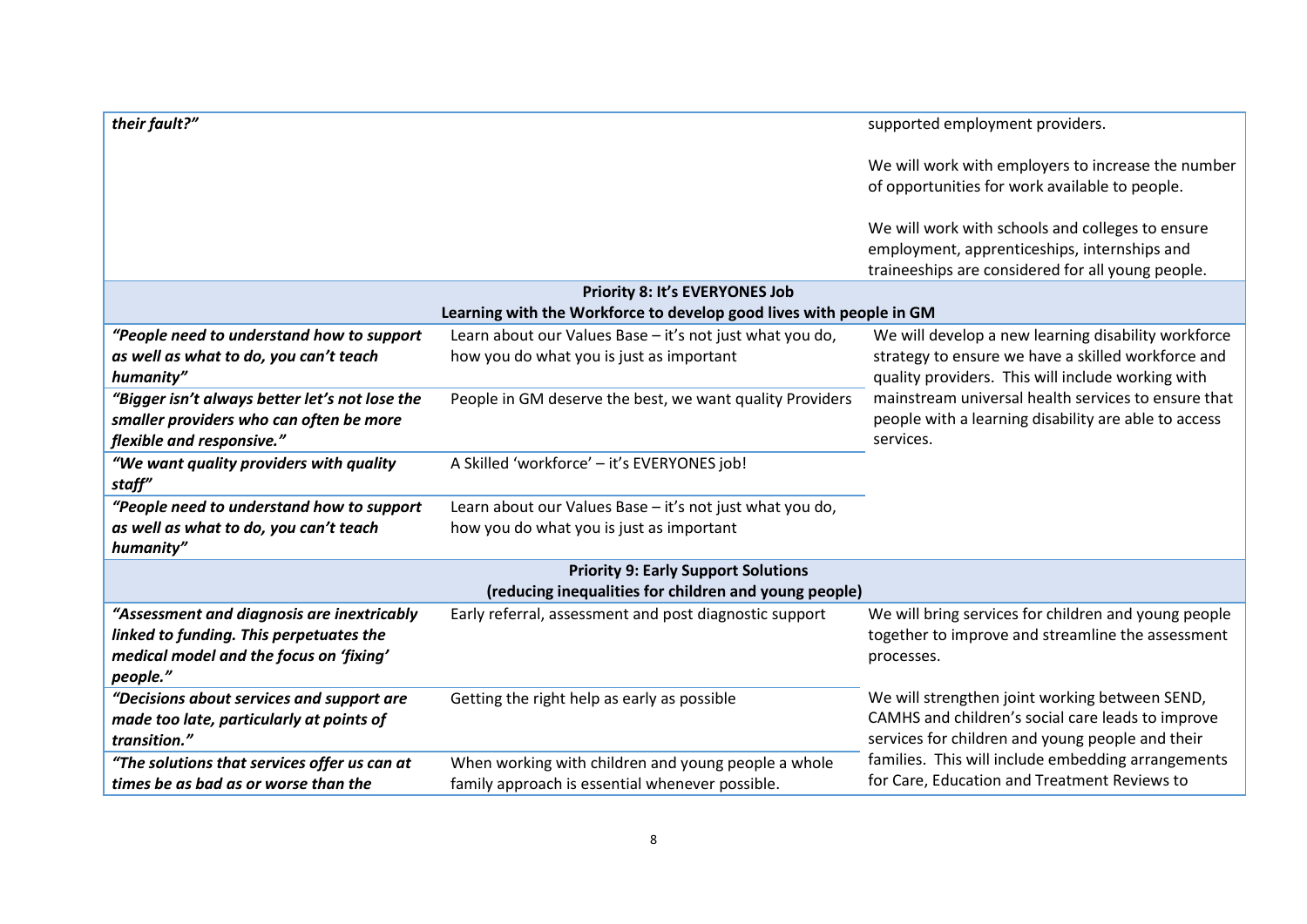| | | |
|---|---|---|
| ***their fault?"*** | | supported employment providers.<br><br>We will work with employers to increase the number of opportunities for work available to people.<br><br>We will work with schools and colleges to ensure employment, apprenticeships, internships and traineeships are considered for all young people. |
| **Priority 8: It's EVERYONES Job**<br>**Learning with the Workforce to develop good lives with people in GM** | | |
| ***"People need to understand how to support as well as what to do, you can't teach humanity"*** | Learn about our Values Base – it's not just what you do, how you do what you is just as important | We will develop a new learning disability workforce strategy to ensure we have a skilled workforce and quality providers. This will include working with mainstream universal health services to ensure that people with a learning disability are able to access services. |
| ***"Bigger isn't always better let's not lose the smaller providers who can often be more flexible and responsive."*** | People in GM deserve the best, we want quality Providers | |
| ***"We want quality providers with quality staff"*** | A Skilled 'workforce' – it's EVERYONES job! | |
| ***"People need to understand how to support as well as what to do, you can't teach humanity"*** | Learn about our Values Base – it's not just what you do, how you do what you is just as important | |
| **Priority 9: Early Support Solutions**<br>**(reducing inequalities for children and young people)** | | |
| ***"Assessment and diagnosis are inextricably linked to funding. This perpetuates the medical model and the focus on 'fixing' people."*** | Early referral, assessment and post diagnostic support | We will bring services for children and young people together to improve and streamline the assessment processes. |
| ***"Decisions about services and support are made too late, particularly at points of transition."*** | Getting the right help as early as possible | We will strengthen joint working between SEND, CAMHS and children's social care leads to improve services for children and young people and their families. This will include embedding arrangements for Care, Education and Treatment Reviews to |
| ***"The solutions that services offer us can at times be as bad as or worse than the*** | When working with children and young people a whole family approach is essential whenever possible. | |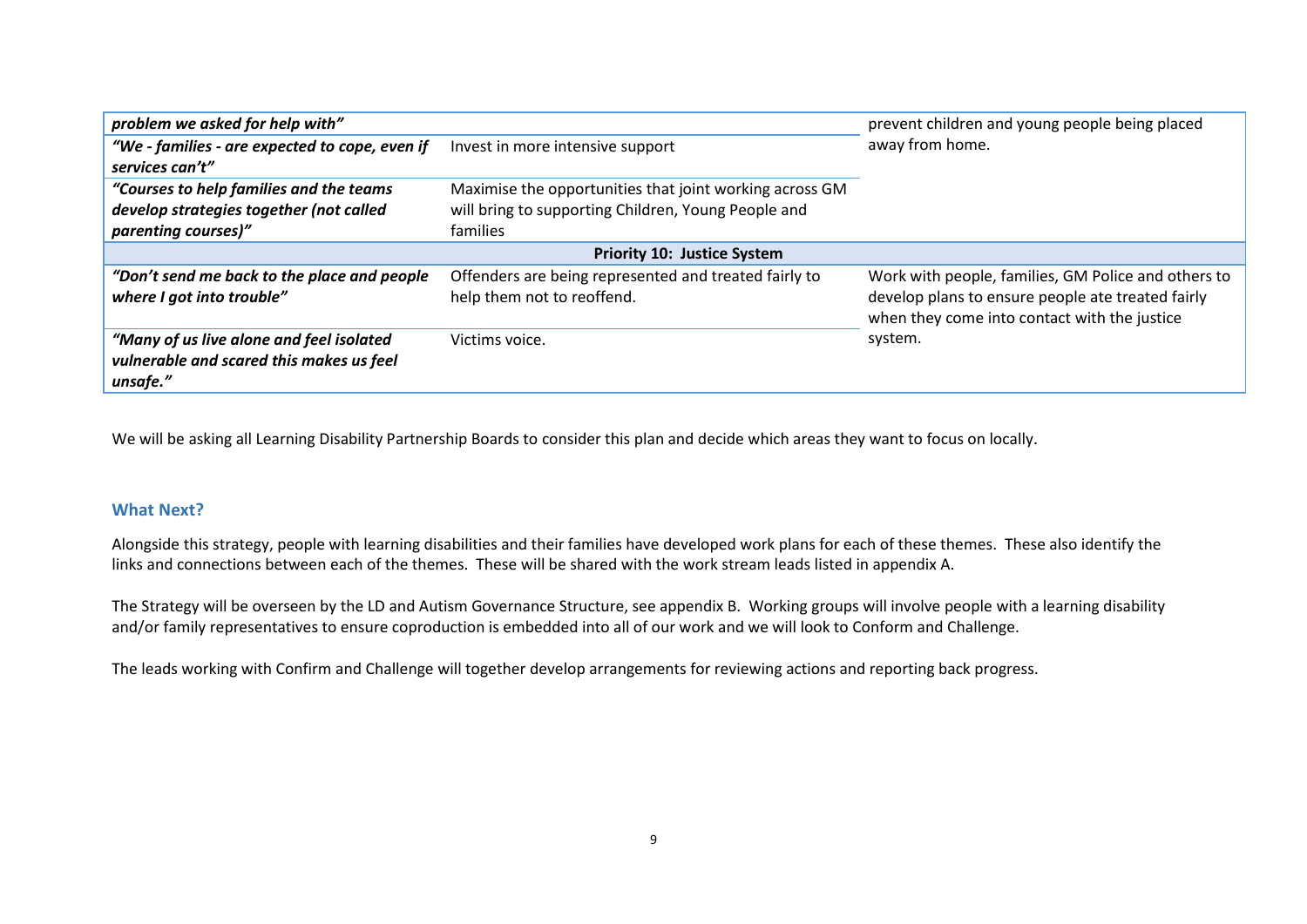| | | |
|---|---|---|
| ***problem we asked for help with"*** | | prevent children and young people being placed away from home. |
| ***"We - families - are expected to cope, even if services can't"*** | Invest in more intensive support | |
| ***"Courses to help families and the teams develop strategies together (not called parenting courses)"*** | Maximise the opportunities that joint working across GM will bring to supporting Children, Young People and families | |
| **Priority 10: Justice System** | | |
| ***"Don't send me back to the place and people where I got into trouble"*** | Offenders are being represented and treated fairly to help them not to reoffend. | Work with people, families, GM Police and others to develop plans to ensure people ate treated fairly when they come into contact with the justice system. |
| ***"Many of us live alone and feel isolated vulnerable and scared this makes us feel unsafe."*** | Victims voice. | |

We will be asking all Learning Disability Partnership Boards to consider this plan and decide which areas they want to focus on locally.

## What Next?

Alongside this strategy, people with learning disabilities and their families have developed work plans for each of these themes. These also identify the links and connections between each of the themes. These will be shared with the work stream leads listed in appendix A.

The Strategy will be overseen by the LD and Autism Governance Structure, see appendix B. Working groups will involve people with a learning disability and/or family representatives to ensure coproduction is embedded into all of our work and we will look to Conform and Challenge.

The leads working with Confirm and Challenge will together develop arrangements for reviewing actions and reporting back progress.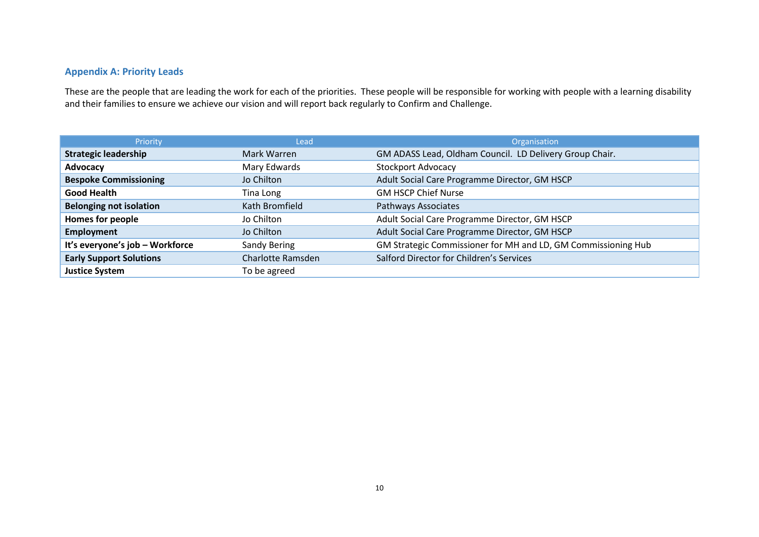## Appendix A: Priority Leads

These are the people that are leading the work for each of the priorities. These people will be responsible for working with people with a learning disability and their families to ensure we achieve our vision and will report back regularly to Confirm and Challenge.

| Priority | Lead | Organisation |
|---|---|---|
| **Strategic leadership** | Mark Warren | GM ADASS Lead, Oldham Council. LD Delivery Group Chair. |
| **Advocacy** | Mary Edwards | Stockport Advocacy |
| **Bespoke Commissioning** | Jo Chilton | Adult Social Care Programme Director, GM HSCP |
| **Good Health** | Tina Long | GM HSCP Chief Nurse |
| **Belonging not isolation** | Kath Bromfield | Pathways Associates |
| **Homes for people** | Jo Chilton | Adult Social Care Programme Director, GM HSCP |
| **Employment** | Jo Chilton | Adult Social Care Programme Director, GM HSCP |
| **It's everyone's job – Workforce** | Sandy Bering | GM Strategic Commissioner for MH and LD, GM Commissioning Hub |
| **Early Support Solutions** | Charlotte Ramsden | Salford Director for Children's Services |
| **Justice System** | To be agreed | |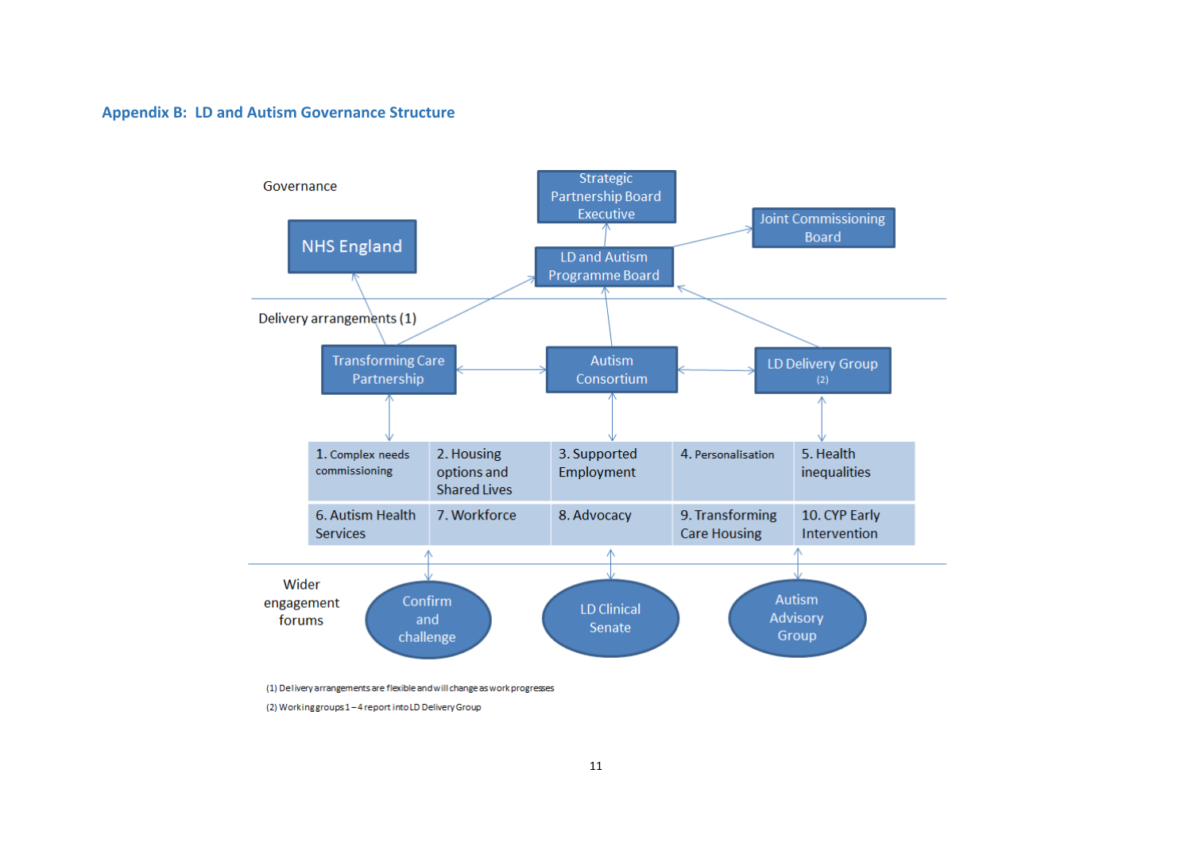## Appendix B: LD and Autism Governance Structure

Governance

Strategic Partnership Board Executive

Joint Commissioning Board

NHS England

LD and Autism Programme Board

Delivery arrangements (1)

Transforming Care Partnership

Autism Consortium

LD Delivery Group (2)

1. Complex needs commissioning

2. Housing options and Shared Lives

3. Supported Employment

4. Personalisation

5. Health inequalities

6. Autism Health Services

7. Workforce

8. Advocacy

9. Transforming Care Housing

10. CYP Early Intervention

Wider engagement forums

Confirm and challenge

LD Clinical Senate

Autism Advisory Group

(1) Delivery arrangements are flexible and will change as work progresses

(2) Working groups 1 – 4 report into LD Delivery Group